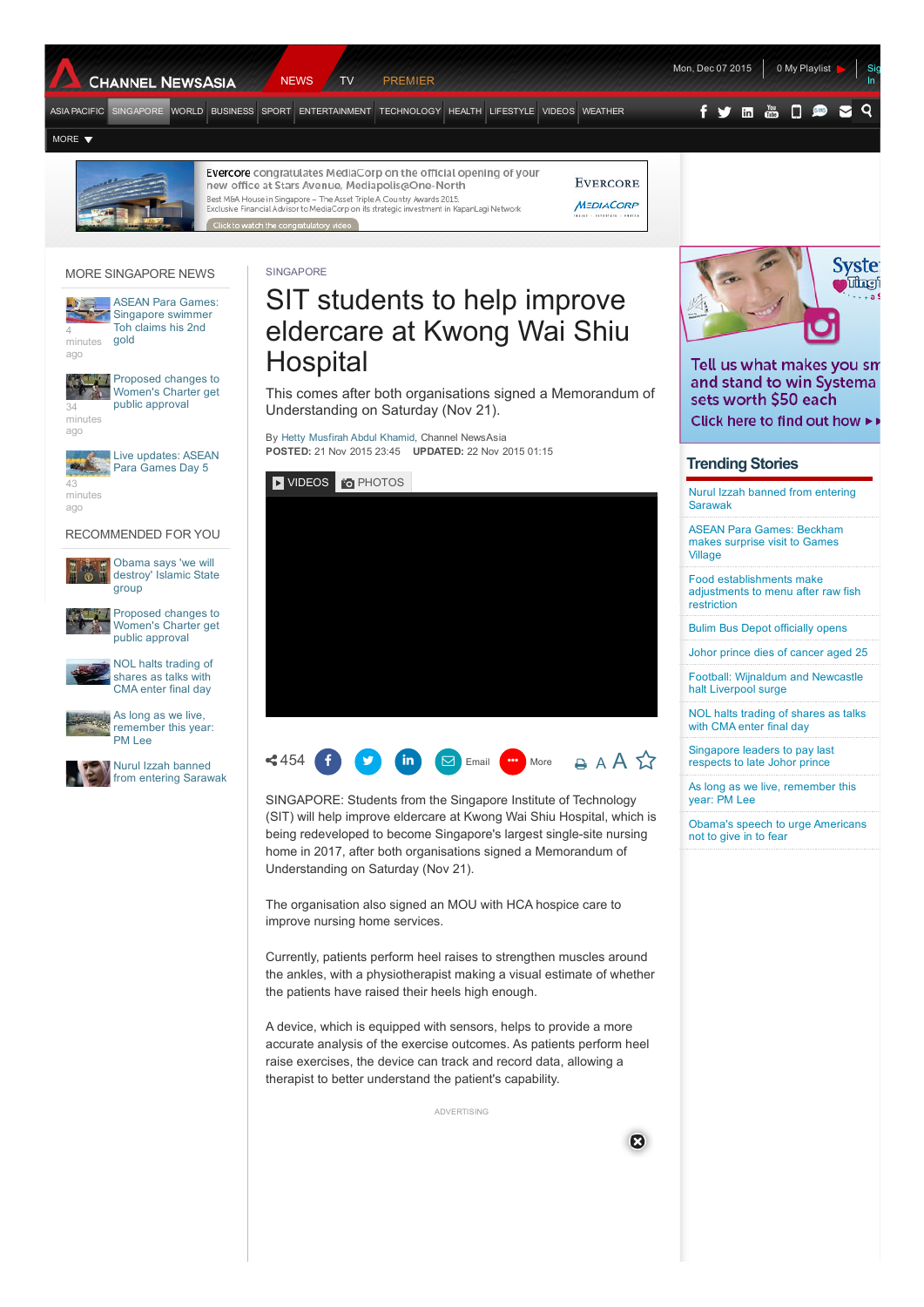SINGAPORE

# SIT students to help improve eldercare at Kwong Wai Shiu Hospital

This comes after both organisations signed a Memorandum of Understanding on Saturday (Nov 21).

By Hetty Musfirah Abdul Khamid, Channel NewsAsia
**POSTED:** 21 Nov 2015 23:45 **UPDATED:** 22 Nov 2015 01:15

SINGAPORE: Students from the Singapore Institute of Technology (SIT) will help improve eldercare at Kwong Wai Shiu Hospital, which is being redeveloped to become Singapore's largest single-site nursing home in 2017, after both organisations signed a Memorandum of Understanding on Saturday (Nov 21).

The organisation also signed an MOU with HCA hospice care to improve nursing home services.

Currently, patients perform heel raises to strengthen muscles around the ankles, with a physiotherapist making a visual estimate of whether the patients have raised their heels high enough.

A device, which is equipped with sensors, helps to provide a more accurate analysis of the exercise outcomes. As patients perform heel raise exercises, the device can track and record data, allowing a therapist to better understand the patient's capability.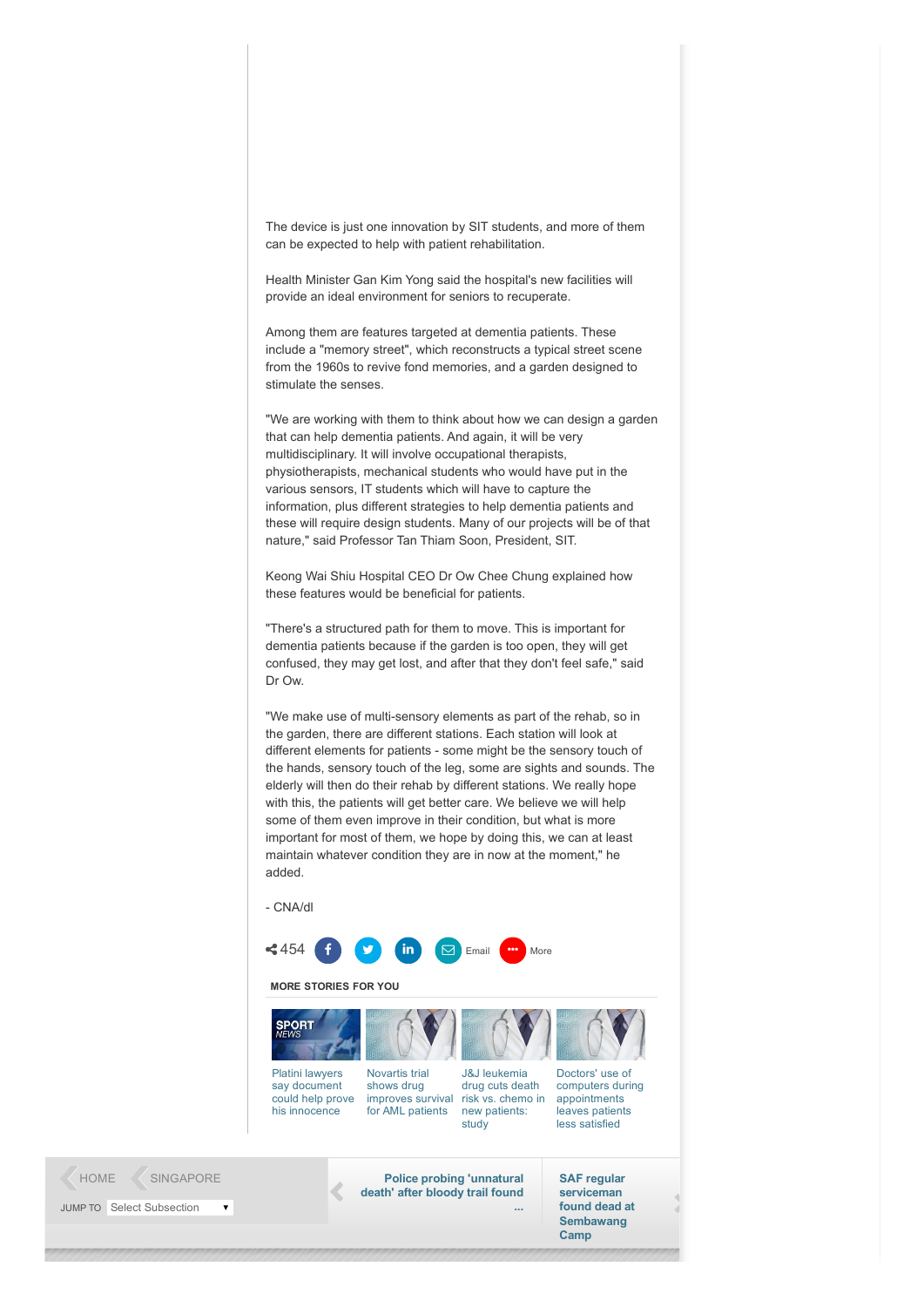The device is just one innovation by SIT students, and more of them can be expected to help with patient rehabilitation.

Health Minister Gan Kim Yong said the hospital's new facilities will provide an ideal environment for seniors to recuperate.

Among them are features targeted at dementia patients. These include a "memory street", which reconstructs a typical street scene from the 1960s to revive fond memories, and a garden designed to stimulate the senses.

"We are working with them to think about how we can design a garden that can help dementia patients. And again, it will be very multidisciplinary. It will involve occupational therapists, physiotherapists, mechanical students who would have put in the various sensors, IT students which will have to capture the information, plus different strategies to help dementia patients and these will require design students. Many of our projects will be of that nature," said Professor Tan Thiam Soon, President, SIT.

Keong Wai Shiu Hospital CEO Dr Ow Chee Chung explained how these features would be beneficial for patients.

"There's a structured path for them to move. This is important for dementia patients because if the garden is too open, they will get confused, they may get lost, and after that they don't feel safe," said Dr Ow.

"We make use of multi-sensory elements as part of the rehab, so in the garden, there are different stations. Each station will look at different elements for patients - some might be the sensory touch of the hands, sensory touch of the leg, some are sights and sounds. The elderly will then do their rehab by different stations. We really hope with this, the patients will get better care. We believe we will help some of them even improve in their condition, but what is more important for most of them, we hope by doing this, we can at least maintain whatever condition they are in now at the moment," he added.

- CNA/dl

454 Email More

**MORE STORIES FOR YOU**

- Platini lawyers say document could help prove his innocence
- Novartis trial shows drug improves survival for AML patients
- J&J leukemia drug cuts death risk vs. chemo in new patients: study
- Doctors' use of computers during appointments leaves patients less satisfied

HOME SINGAPORE

JUMP TO Select Subsection

Police probing 'unnatural death' after bloody trail found ...

SAF regular serviceman found dead at Sembawang Camp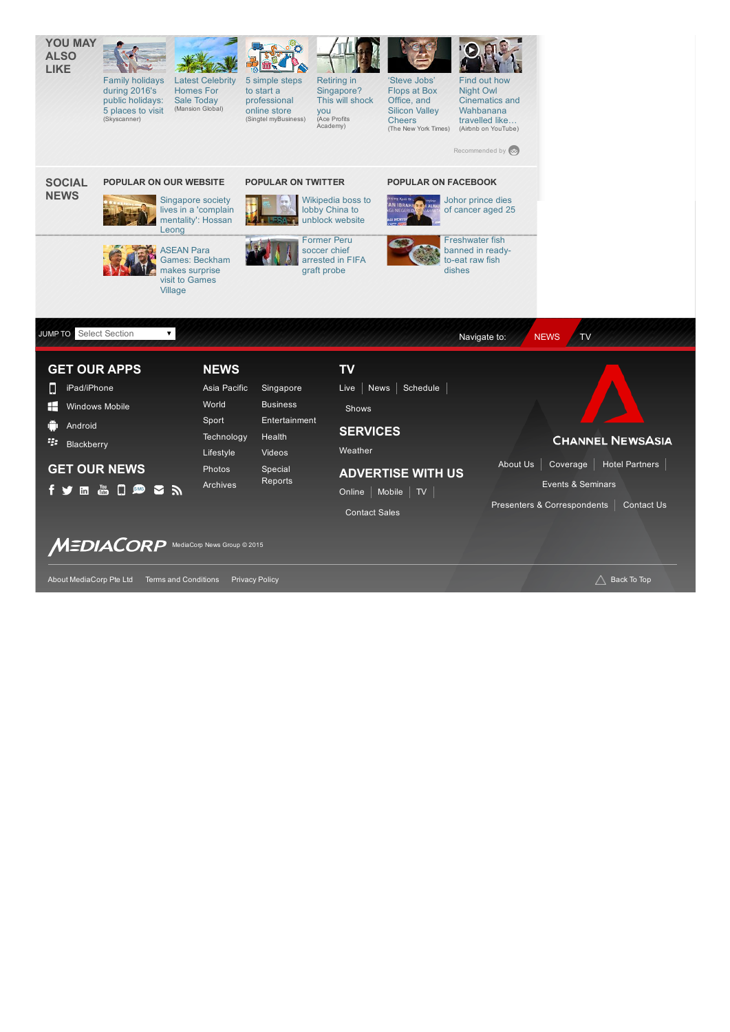## YOU MAY ALSO LIKE

- Family holidays during 2016's public holidays: 5 places to visit (Skyscanner)
- Latest Celebrity Homes For Sale Today (Mansion Global)
- 5 simple steps to start a professional online store (Singtel myBusiness)
- Retiring in Singapore? This will shock you (Ace Profits Academy)
- 'Steve Jobs' Flops at Box Office, and Silicon Valley Cheers (The New York Times)
- Find out how Night Owl Cinematics and Wahbanana travelled like… (Airbnb on YouTube)

Recommended by

## SOCIAL NEWS

### POPULAR ON OUR WEBSITE

- Singapore society lives in a 'complain mentality': Hossan Leong
- ASEAN Para Games: Beckham makes surprise visit to Games Village

### POPULAR ON TWITTER

- Wikipedia boss to lobby China to unblock website
- Former Peru soccer chief arrested in FIFA graft probe

### POPULAR ON FACEBOOK

- Johor prince dies of cancer aged 25
- Freshwater fish banned in ready-to-eat raw fish dishes

JUMP TO Select Section

Navigate to: NEWS TV

## GET OUR APPS

- iPad/iPhone
- Windows Mobile
- Android
- Blackberry

## GET OUR NEWS

## NEWS

- Asia Pacific
- Singapore
- World
- Business
- Sport
- Entertainment
- Technology
- Health
- Lifestyle
- Videos
- Photos
- Special Reports
- Archives

## TV

Live | News | Schedule | Shows

## SERVICES

Weather

## ADVERTISE WITH US

Online | Mobile | TV | Contact Sales

CHANNEL NEWSASIA

About Us | Coverage | Hotel Partners | Events & Seminars | Presenters & Correspondents | Contact Us

MEDIACORP MediaCorp News Group © 2015

About MediaCorp Pte Ltd | Terms and Conditions | Privacy Policy | Back To Top